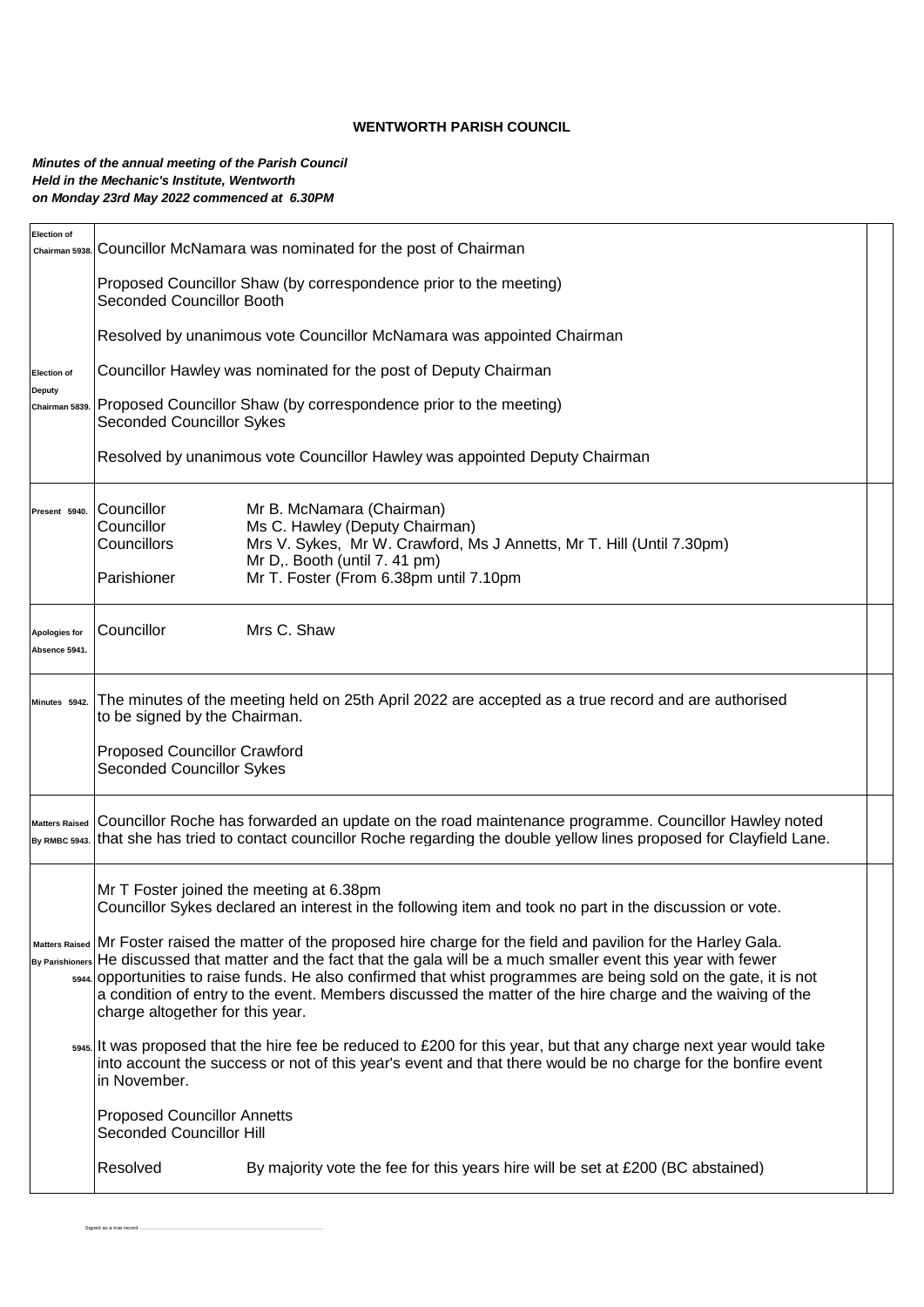**WENTWORTH PARISH COUNCIL**

***Minutes of the annual meeting of the Parish Council***
***Held in the Mechanic's Institute, Wentworth***
***on Monday 23rd May 2022 commenced at 6.30PM***

| | | |
|---|---|---|
| **Election of Chairman 5938.** | Councillor McNamara was nominated for the post of Chairman<br><br>Proposed Councillor Shaw (by correspondence prior to the meeting)<br>Seconded Councillor Booth<br><br>Resolved by unanimous vote Councillor McNamara was appointed Chairman | |
| **Election of Deputy Chairman 5839.** | Councillor Hawley was nominated for the post of Deputy Chairman<br><br>Proposed Councillor Shaw (by correspondence prior to the meeting)<br>Seconded Councillor Sykes<br><br>Resolved by unanimous vote Councillor Hawley was appointed Deputy Chairman | |
| **Present 5940.** | Councillor — Mr B. McNamara (Chairman)<br>Councillor — Ms C. Hawley (Deputy Chairman)<br>Councillors — Mrs V. Sykes, Mr W. Crawford, Ms J Annetts, Mr T. Hill (Until 7.30pm)<br>Mr D,. Booth (until 7. 41 pm)<br>Parishioner — Mr T. Foster (From 6.38pm until 7.10pm | |
| **Apologies for Absence 5941.** | Councillor — Mrs C. Shaw | |
| **Minutes 5942.** | The minutes of the meeting held on 25th April 2022 are accepted as a true record and are authorised to be signed by the Chairman.<br><br>Proposed Councillor Crawford<br>Seconded Councillor Sykes | |
| **Matters Raised By RMBC 5943.** | Councillor Roche has forwarded an update on the road maintenance programme. Councillor Hawley noted that she has tried to contact councillor Roche regarding the double yellow lines proposed for Clayfield Lane. | |
| | Mr T Foster joined the meeting at 6.38pm<br>Councillor Sykes declared an interest in the following item and took no part in the discussion or vote. | |
| **Matters Raised By Parishioners 5944.** | Mr Foster raised the matter of the proposed hire charge for the field and pavilion for the Harley Gala. He discussed that matter and the fact that the gala will be a much smaller event this year with fewer opportunities to raise funds. He also confirmed that whist programmes are being sold on the gate, it is not a condition of entry to the event. Members discussed the matter of the hire charge and the waiving of the charge altogether for this year. | |
| **5945.** | It was proposed that the hire fee be reduced to £200 for this year, but that any charge next year would take into account the success or not of this year's event and that there would be no charge for the bonfire event in November.<br><br>Proposed Councillor Annetts<br>Seconded Councillor Hill<br><br>Resolved — By majority vote the fee for this years hire will be set at £200 (BC abstained) | |

Signed as a true record ........................................................................................................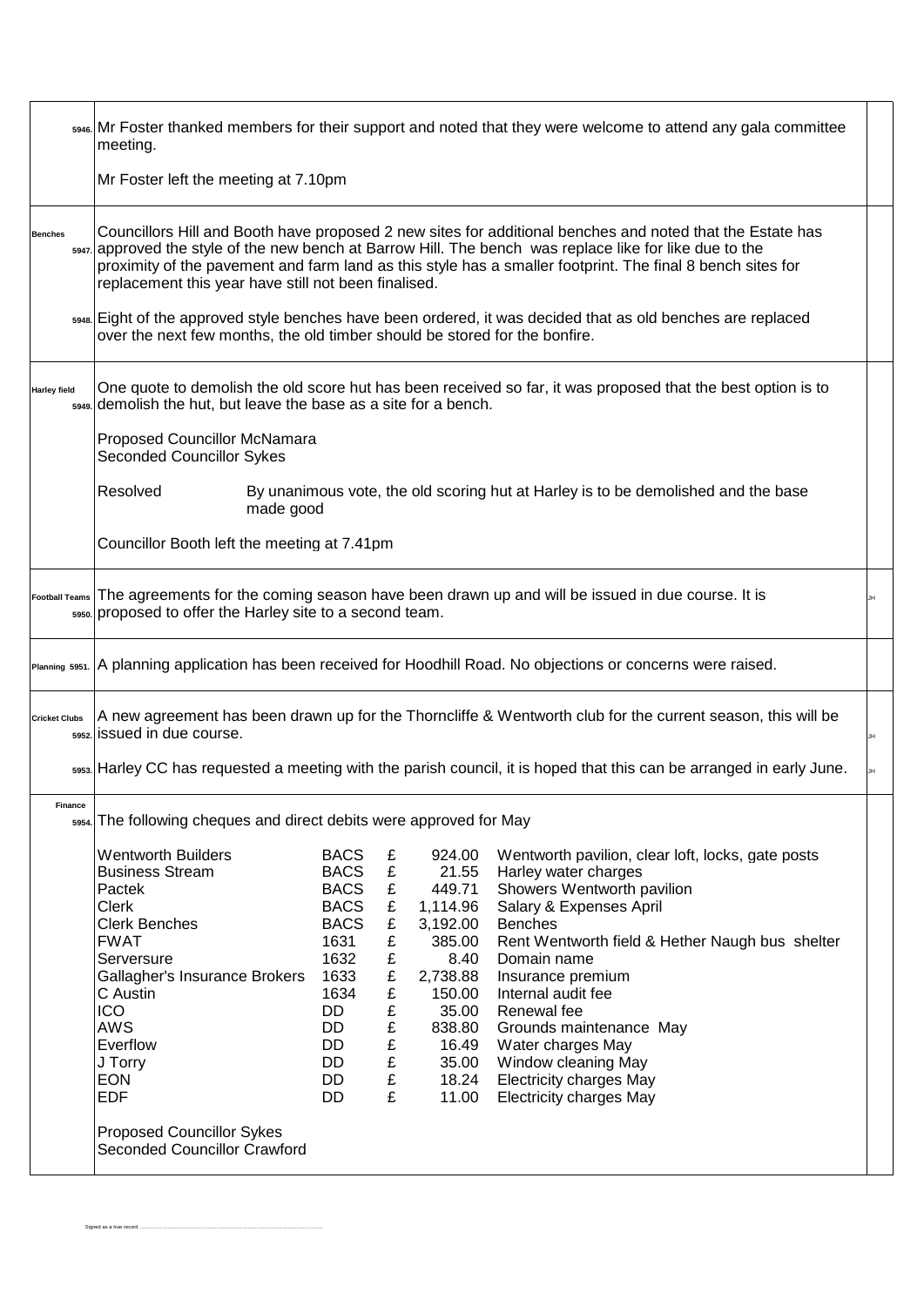**5946.** Mr Foster thanked members for their support and noted that they were welcome to attend any gala committee meeting.

Mr Foster left the meeting at 7.10pm

**Benches**

**5947.** Councillors Hill and Booth have proposed 2 new sites for additional benches and noted that the Estate has approved the style of the new bench at Barrow Hill. The bench was replace like for like due to the proximity of the pavement and farm land as this style has a smaller footprint. The final 8 bench sites for replacement this year have still not been finalised.

**5948.** Eight of the approved style benches have been ordered, it was decided that as old benches are replaced over the next few months, the old timber should be stored for the bonfire.

**Harley field**

**5949.** One quote to demolish the old score hut has been received so far, it was proposed that the best option is to demolish the hut, but leave the base as a site for a bench.

Proposed Councillor McNamara
Seconded Councillor Sykes

Resolved — By unanimous vote, the old scoring hut at Harley is to be demolished and the base made good

Councillor Booth left the meeting at 7.41pm

**Football Teams**

**5950.** The agreements for the coming season have been drawn up and will be issued in due course. It is proposed to offer the Harley site to a second team. — JH

**Planning 5951.** A planning application has been received for Hoodhill Road. No objections or concerns were raised.

**Cricket Clubs**

**5952.** A new agreement has been drawn up for the Thorncliffe & Wentworth club for the current season, this will be issued in due course. — JH

**5953.** Harley CC has requested a meeting with the parish council, it is hoped that this can be arranged in early June. — JH

**Finance**

**5954.** The following cheques and direct debits were approved for May

| Payee | Method | | Amount | Description |
|---|---|---|---|---|
| Wentworth Builders | BACS | £ | 924.00 | Wentworth pavilion, clear loft, locks, gate posts |
| Business Stream | BACS | £ | 21.55 | Harley water charges |
| Pactek | BACS | £ | 449.71 | Showers Wentworth pavilion |
| Clerk | BACS | £ | 1,114.96 | Salary & Expenses April |
| Clerk Benches | BACS | £ | 3,192.00 | Benches |
| FWAT | 1631 | £ | 385.00 | Rent Wentworth field & Hether Naugh bus shelter |
| Serversure | 1632 | £ | 8.40 | Domain name |
| Gallagher's Insurance Brokers | 1633 | £ | 2,738.88 | Insurance premium |
| C Austin | 1634 | £ | 150.00 | Internal audit fee |
| ICO | DD | £ | 35.00 | Renewal fee |
| AWS | DD | £ | 838.80 | Grounds maintenance May |
| Everflow | DD | £ | 16.49 | Water charges May |
| J Torry | DD | £ | 35.00 | Window cleaning May |
| EON | DD | £ | 18.24 | Electricity charges May |
| EDF | DD | £ | 11.00 | Electricity charges May |

Proposed Councillor Sykes
Seconded Councillor Crawford

Signed as a true record ....................................................................................................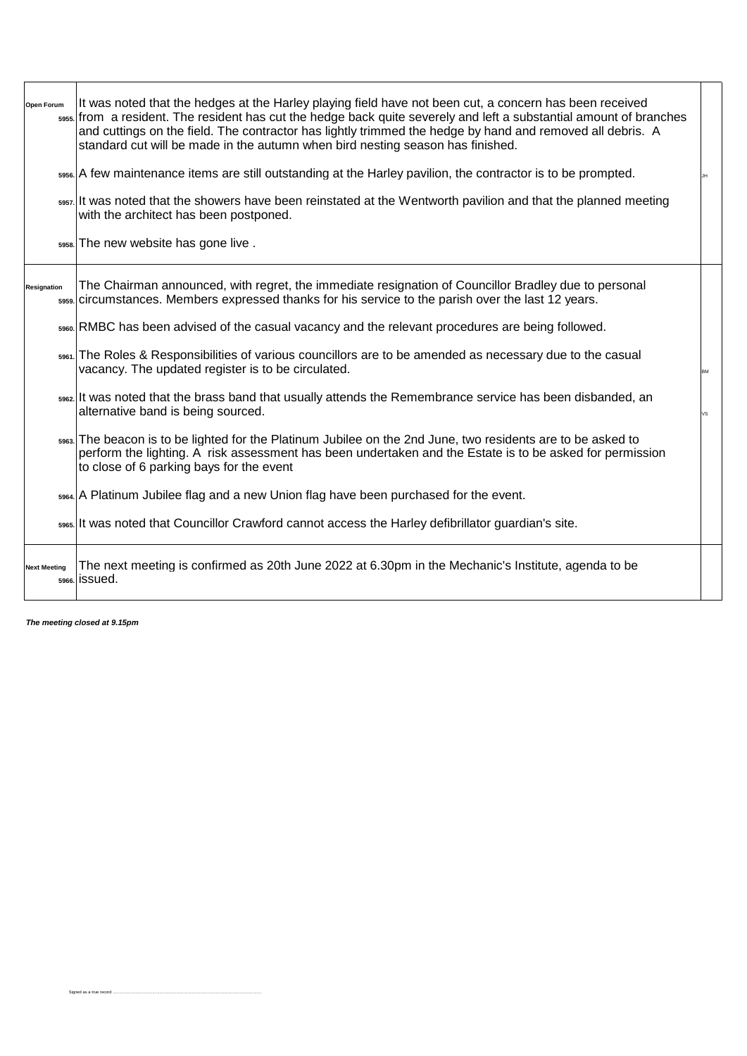| | | |
|---|---|---|
| **Open Forum** 5955. | It was noted that the hedges at the Harley playing field have not been cut, a concern has been received from a resident. The resident has cut the hedge back quite severely and left a substantial amount of branches and cuttings on the field. The contractor has lightly trimmed the hedge by hand and removed all debris. A standard cut will be made in the autumn when bird nesting season has finished. | |
| 5956. | A few maintenance items are still outstanding at the Harley pavilion, the contractor is to be prompted. | JH |
| 5957. | It was noted that the showers have been reinstated at the Wentworth pavilion and that the planned meeting with the architect has been postponed. | |
| 5958. | The new website has gone live . | |
| **Resignation** 5959. | The Chairman announced, with regret, the immediate resignation of Councillor Bradley due to personal circumstances. Members expressed thanks for his service to the parish over the last 12 years. | |
| 5960. | RMBC has been advised of the casual vacancy and the relevant procedures are being followed. | |
| 5961. | The Roles & Responsibilities of various councillors are to be amended as necessary due to the casual vacancy. The updated register is to be circulated. | BM |
| 5962. | It was noted that the brass band that usually attends the Remembrance service has been disbanded, an alternative band is being sourced. | VS |
| 5963. | The beacon is to be lighted for the Platinum Jubilee on the 2nd June, two residents are to be asked to perform the lighting. A risk assessment has been undertaken and the Estate is to be asked for permission to close of 6 parking bays for the event | |
| 5964. | A Platinum Jubilee flag and a new Union flag have been purchased for the event. | |
| 5965. | It was noted that Councillor Crawford cannot access the Harley defibrillator guardian's site. | |
| **Next Meeting** 5966. | The next meeting is confirmed as 20th June 2022 at 6.30pm in the Mechanic's Institute, agenda to be issued. | |

***The meeting closed at 9.15pm***

Signed as a true record ..................................................................................................